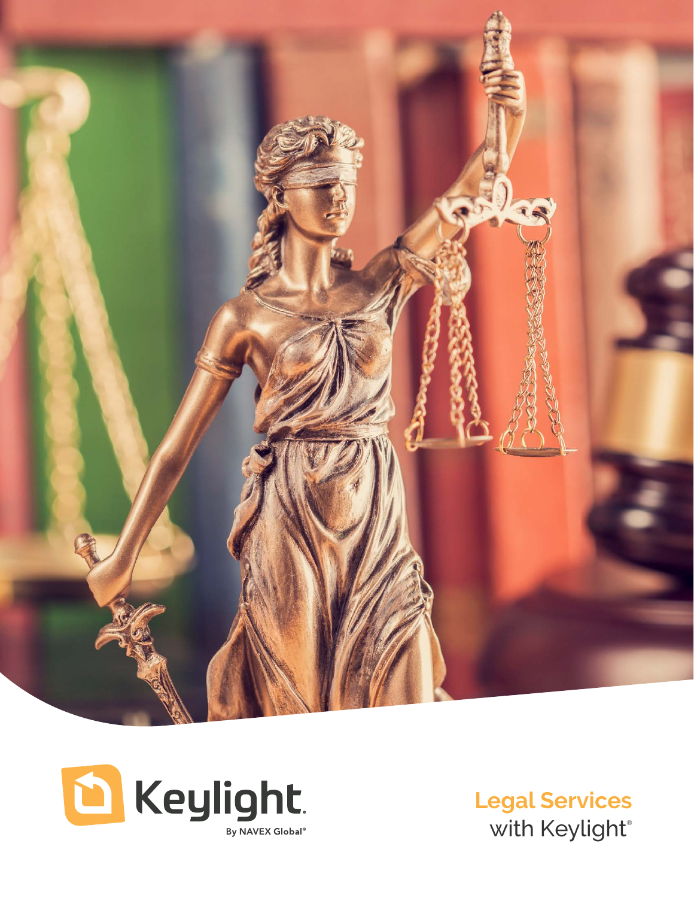Keylight.

By NAVEX Global®

# Legal Services with Keylight®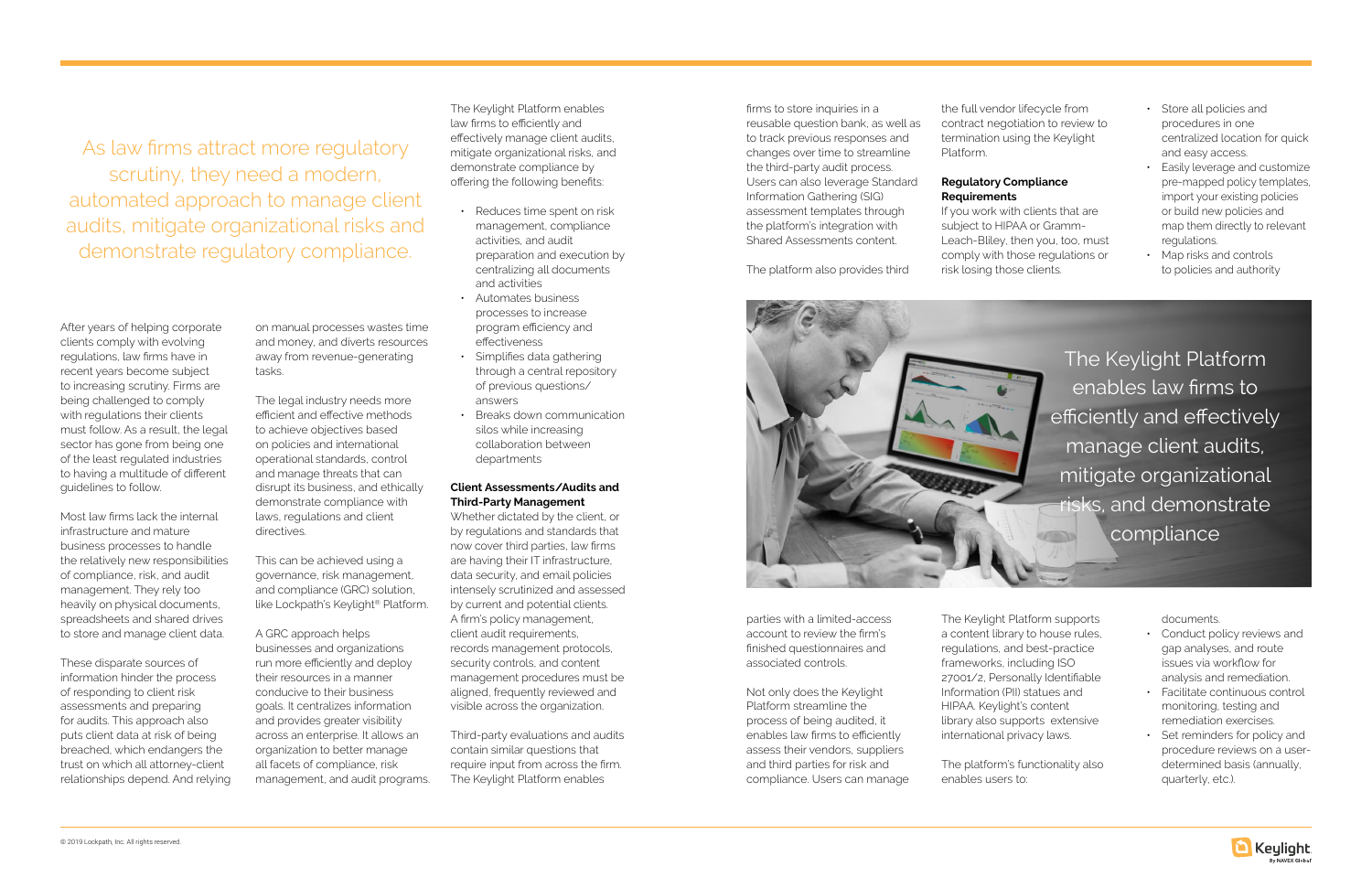As law firms attract more regulatory scrutiny, they need a modern, automated approach to manage client audits, mitigate organizational risks and demonstrate regulatory compliance.

After years of helping corporate clients comply with evolving regulations, law firms have in recent years become subject to increasing scrutiny. Firms are being challenged to comply with regulations their clients must follow. As a result, the legal sector has gone from being one of the least regulated industries to having a multitude of different guidelines to follow.

Most law firms lack the internal infrastructure and mature business processes to handle the relatively new responsibilities of compliance, risk, and audit management. They rely too heavily on physical documents, spreadsheets and shared drives to store and manage client data.

These disparate sources of information hinder the process of responding to client risk assessments and preparing for audits. This approach also puts client data at risk of being breached, which endangers the trust on which all attorney-client relationships depend. And relying on manual processes wastes time and money, and diverts resources away from revenue-generating tasks.

The legal industry needs more efficient and effective methods to achieve objectives based on policies and international operational standards, control and manage threats that can disrupt its business, and ethically demonstrate compliance with laws, regulations and client directives.

This can be achieved using a governance, risk management, and compliance (GRC) solution, like Lockpath's Keylight® Platform.

A GRC approach helps businesses and organizations run more efficiently and deploy their resources in a manner conducive to their business goals. It centralizes information and provides greater visibility across an enterprise. It allows an organization to better manage all facets of compliance, risk management, and audit programs.

The Keylight Platform enables law firms to efficiently and effectively manage client audits, mitigate organizational risks, and demonstrate compliance by offering the following benefits:

- Reduces time spent on risk management, compliance activities, and audit preparation and execution by centralizing all documents and activities
- Automates business processes to increase program efficiency and effectiveness
- Simplifies data gathering through a central repository of previous questions/ answers
- Breaks down communication silos while increasing collaboration between departments

**Client Assessments/Audits and Third-Party Management**

Whether dictated by the client, or by regulations and standards that now cover third parties, law firms are having their IT infrastructure, data security, and email policies intensely scrutinized and assessed by current and potential clients. A firm's policy management, client audit requirements, records management protocols, security controls, and content management procedures must be aligned, frequently reviewed and visible across the organization.

Third-party evaluations and audits contain similar questions that require input from across the firm. The Keylight Platform enables firms to store inquiries in a reusable question bank, as well as to track previous responses and changes over time to streamline the third-party audit process. Users can also leverage Standard Information Gathering (SIG) assessment templates through the platform's integration with Shared Assessments content.

The platform also provides third parties with a limited-access account to review the firm's finished questionnaires and associated controls.

Not only does the Keylight Platform streamline the process of being audited, it enables law firms to efficiently assess their vendors, suppliers and third parties for risk and compliance. Users can manage the full vendor lifecycle from contract negotiation to review to termination using the Keylight Platform.

**Regulatory Compliance Requirements**

If you work with clients that are subject to HIPAA or Gramm-Leach-Bliley, then you, too, must comply with those regulations or risk losing those clients.

The Keylight Platform supports a content library to house rules, regulations, and best-practice frameworks, including ISO 27001/2, Personally Identifiable Information (PII) statues and HIPAA. Keylight's content library also supports extensive international privacy laws.

The platform's functionality also enables users to:

- Store all policies and procedures in one centralized location for quick and easy access.
- Easily leverage and customize pre-mapped policy templates, import your existing policies or build new policies and map them directly to relevant regulations.
- Map risks and controls to policies and authority documents.
- Conduct policy reviews and gap analyses, and route issues via workflow for analysis and remediation.
- Facilitate continuous control monitoring, testing and remediation exercises.
- Set reminders for policy and procedure reviews on a user-determined basis (annually, quarterly, etc.).

The Keylight Platform enables law firms to efficiently and effectively manage client audits, mitigate organizational risks, and demonstrate compliance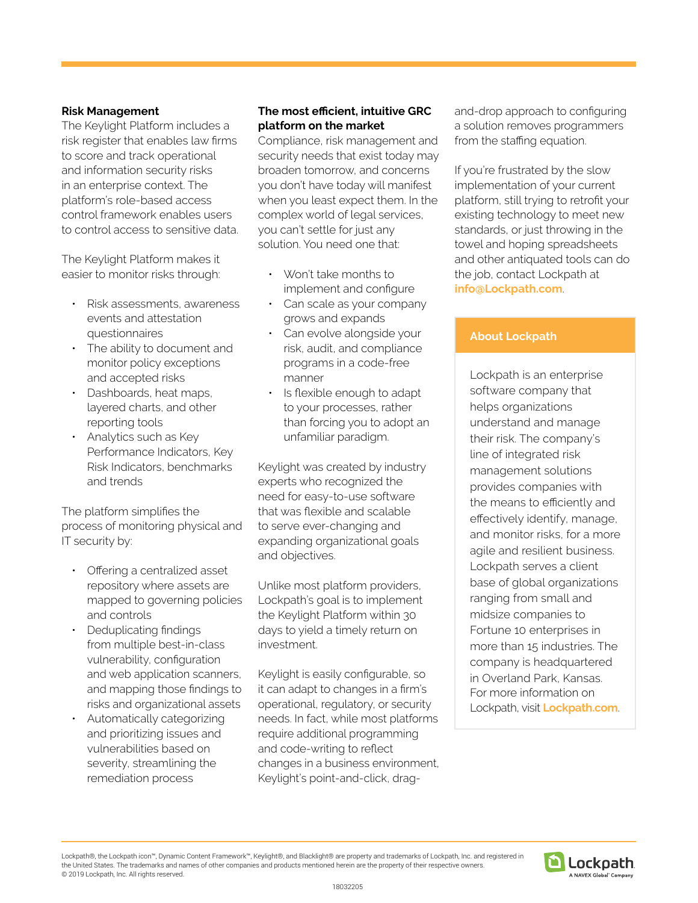**Risk Management**

The Keylight Platform includes a risk register that enables law firms to score and track operational and information security risks in an enterprise context. The platform's role-based access control framework enables users to control access to sensitive data.

The Keylight Platform makes it easier to monitor risks through:

- Risk assessments, awareness events and attestation questionnaires
- The ability to document and monitor policy exceptions and accepted risks
- Dashboards, heat maps, layered charts, and other reporting tools
- Analytics such as Key Performance Indicators, Key Risk Indicators, benchmarks and trends

The platform simplifies the process of monitoring physical and IT security by:

- Offering a centralized asset repository where assets are mapped to governing policies and controls
- Deduplicating findings from multiple best-in-class vulnerability, configuration and web application scanners, and mapping those findings to risks and organizational assets
- Automatically categorizing and prioritizing issues and vulnerabilities based on severity, streamlining the remediation process

**The most efficient, intuitive GRC platform on the market**

Compliance, risk management and security needs that exist today may broaden tomorrow, and concerns you don't have today will manifest when you least expect them. In the complex world of legal services, you can't settle for just any solution. You need one that:

- Won't take months to implement and configure
- Can scale as your company grows and expands
- Can evolve alongside your risk, audit, and compliance programs in a code-free manner
- Is flexible enough to adapt to your processes, rather than forcing you to adopt an unfamiliar paradigm.

Keylight was created by industry experts who recognized the need for easy-to-use software that was flexible and scalable to serve ever-changing and expanding organizational goals and objectives.

Unlike most platform providers, Lockpath's goal is to implement the Keylight Platform within 30 days to yield a timely return on investment.

Keylight is easily configurable, so it can adapt to changes in a firm's operational, regulatory, or security needs. In fact, while most platforms require additional programming and code-writing to reflect changes in a business environment, Keylight's point-and-click, drag-and-drop approach to configuring a solution removes programmers from the staffing equation.

If you're frustrated by the slow implementation of your current platform, still trying to retrofit your existing technology to meet new standards, or just throwing in the towel and hoping spreadsheets and other antiquated tools can do the job, contact Lockpath at info@Lockpath.com.

**About Lockpath**

Lockpath is an enterprise software company that helps organizations understand and manage their risk. The company's line of integrated risk management solutions provides companies with the means to efficiently and effectively identify, manage, and monitor risks, for a more agile and resilient business. Lockpath serves a client base of global organizations ranging from small and midsize companies to Fortune 10 enterprises in more than 15 industries. The company is headquartered in Overland Park, Kansas. For more information on Lockpath, visit Lockpath.com.

Lockpath®, the Lockpath icon™, Dynamic Content Framework™, Keylight®, and Blacklight® are property and trademarks of Lockpath, Inc. and registered in the United States. The trademarks and names of other companies and products mentioned herein are the property of their respective owners. © 2019 Lockpath, Inc. All rights reserved.

Lockpath — A NAVEX Global® Company

18032205